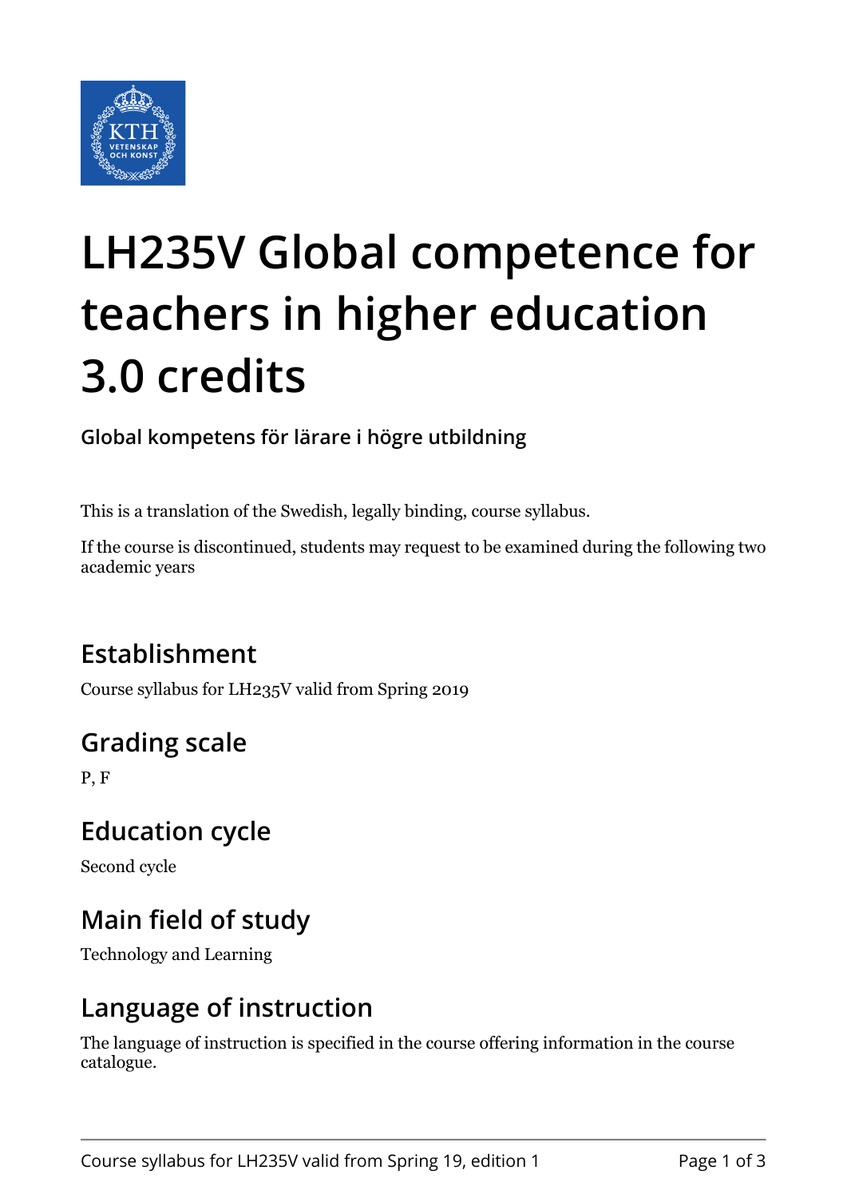# LH235V Global competence for teachers in higher education 3.0 credits

**Global kompetens för lärare i högre utbildning**

This is a translation of the Swedish, legally binding, course syllabus.

If the course is discontinued, students may request to be examined during the following two academic years

## Establishment

Course syllabus for LH235V valid from Spring 2019

## Grading scale

P, F

## Education cycle

Second cycle

## Main field of study

Technology and Learning

## Language of instruction

The language of instruction is specified in the course offering information in the course catalogue.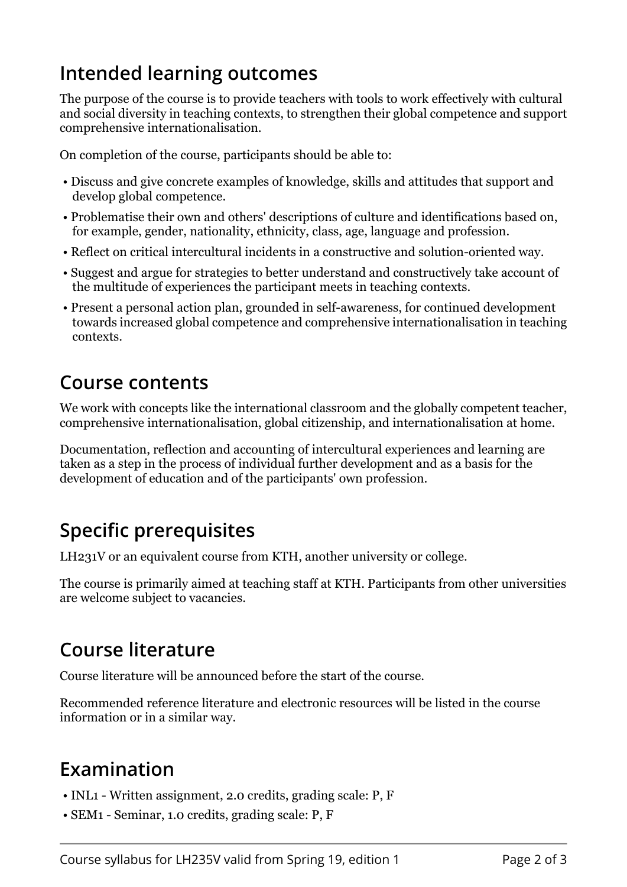## Intended learning outcomes

The purpose of the course is to provide teachers with tools to work effectively with cultural and social diversity in teaching contexts, to strengthen their global competence and support comprehensive internationalisation.

On completion of the course, participants should be able to:

- Discuss and give concrete examples of knowledge, skills and attitudes that support and develop global competence.
- Problematise their own and others' descriptions of culture and identifications based on, for example, gender, nationality, ethnicity, class, age, language and profession.
- Reflect on critical intercultural incidents in a constructive and solution-oriented way.
- Suggest and argue for strategies to better understand and constructively take account of the multitude of experiences the participant meets in teaching contexts.
- Present a personal action plan, grounded in self-awareness, for continued development towards increased global competence and comprehensive internationalisation in teaching contexts.

## Course contents

We work with concepts like the international classroom and the globally competent teacher, comprehensive internationalisation, global citizenship, and internationalisation at home.

Documentation, reflection and accounting of intercultural experiences and learning are taken as a step in the process of individual further development and as a basis for the development of education and of the participants' own profession.

## Specific prerequisites

LH231V or an equivalent course from KTH, another university or college.

The course is primarily aimed at teaching staff at KTH. Participants from other universities are welcome subject to vacancies.

## Course literature

Course literature will be announced before the start of the course.

Recommended reference literature and electronic resources will be listed in the course information or in a similar way.

## Examination

- INL1 - Written assignment, 2.0 credits, grading scale: P, F
- SEM1 - Seminar, 1.0 credits, grading scale: P, F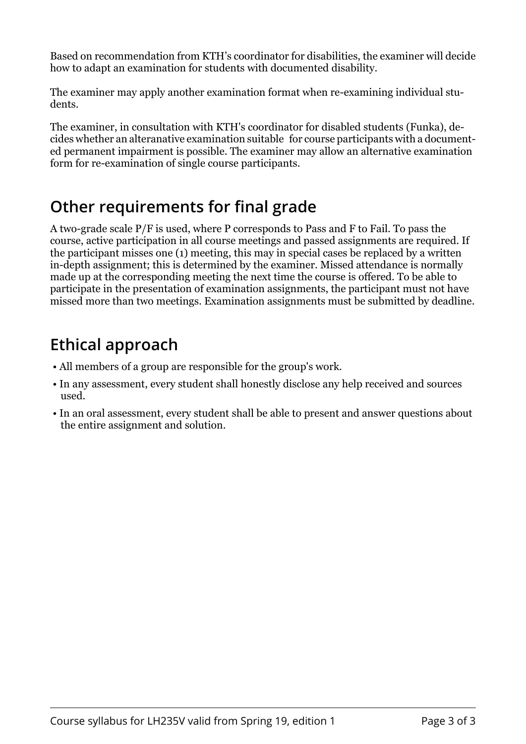Based on recommendation from KTH's coordinator for disabilities, the examiner will decide how to adapt an examination for students with documented disability.

The examiner may apply another examination format when re-examining individual students.

The examiner, in consultation with KTH's coordinator for disabled students (Funka), decides whether an alteranative examination suitable  for course participants with a documented permanent impairment is possible. The examiner may allow an alternative examination form for re-examination of single course participants.

## Other requirements for final grade

A two-grade scale P/F is used, where P corresponds to Pass and F to Fail. To pass the course, active participation in all course meetings and passed assignments are required. If the participant misses one (1) meeting, this may in special cases be replaced by a written in-depth assignment; this is determined by the examiner. Missed attendance is normally made up at the corresponding meeting the next time the course is offered. To be able to participate in the presentation of examination assignments, the participant must not have missed more than two meetings. Examination assignments must be submitted by deadline.

## Ethical approach

- All members of a group are responsible for the group's work.
- In any assessment, every student shall honestly disclose any help received and sources used.
- In an oral assessment, every student shall be able to present and answer questions about the entire assignment and solution.